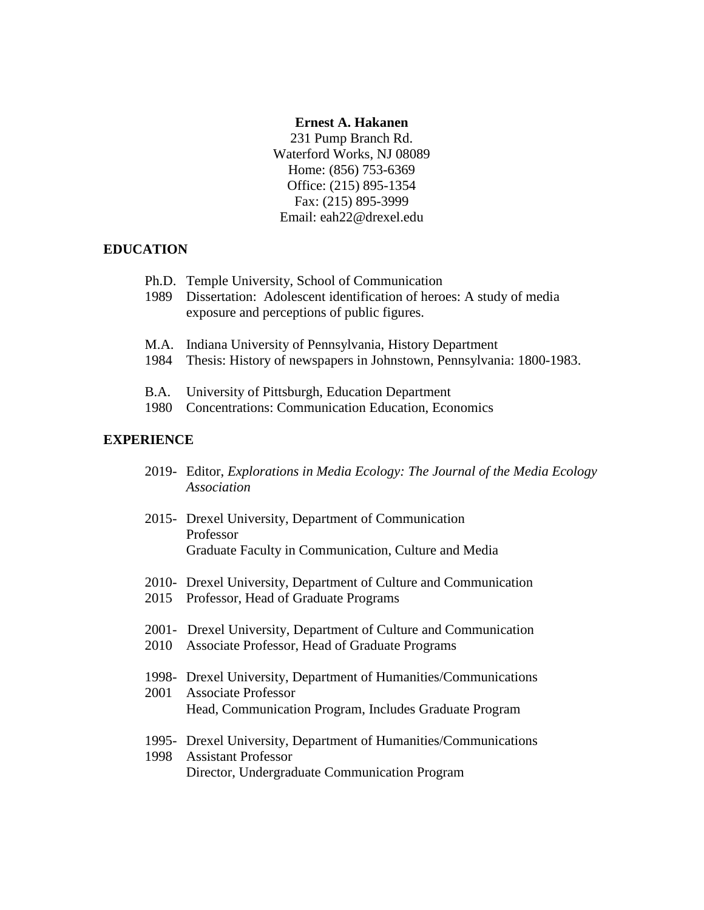**Ernest A. Hakanen**
231 Pump Branch Rd.
Waterford Works, NJ 08089
Home: (856) 753-6369
Office: (215) 895-1354
Fax: (215) 895-3999
Email: eah22@drexel.edu

## EDUCATION

Ph.D. Temple University, School of Communication
1989 Dissertation: Adolescent identification of heroes: A study of media exposure and perceptions of public figures.

M.A. Indiana University of Pennsylvania, History Department
1984 Thesis: History of newspapers in Johnstown, Pennsylvania: 1800-1983.

B.A. University of Pittsburgh, Education Department
1980 Concentrations: Communication Education, Economics

## EXPERIENCE

2019- Editor, *Explorations in Media Ecology: The Journal of the Media Ecology Association*

2015- Drexel University, Department of Communication
Professor
Graduate Faculty in Communication, Culture and Media

2010- Drexel University, Department of Culture and Communication
2015 Professor, Head of Graduate Programs

2001- Drexel University, Department of Culture and Communication
2010 Associate Professor, Head of Graduate Programs

1998- Drexel University, Department of Humanities/Communications
2001 Associate Professor
Head, Communication Program, Includes Graduate Program

1995- Drexel University, Department of Humanities/Communications
1998 Assistant Professor
Director, Undergraduate Communication Program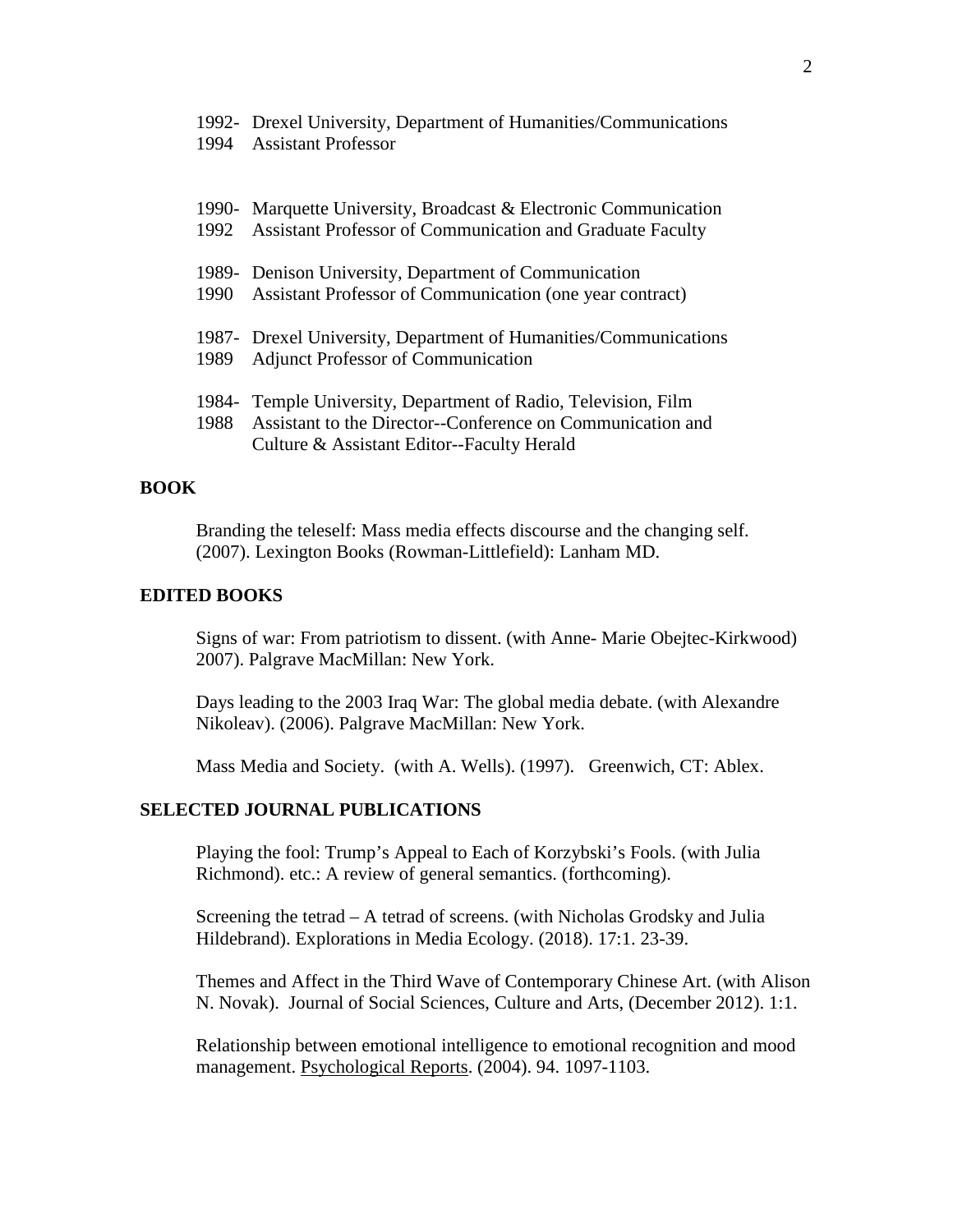1992- Drexel University, Department of Humanities/Communications
1994 Assistant Professor

1990- Marquette University, Broadcast & Electronic Communication
1992 Assistant Professor of Communication and Graduate Faculty

1989- Denison University, Department of Communication
1990 Assistant Professor of Communication (one year contract)

1987- Drexel University, Department of Humanities/Communications
1989 Adjunct Professor of Communication

1984- Temple University, Department of Radio, Television, Film
1988 Assistant to the Director--Conference on Communication and Culture & Assistant Editor--Faculty Herald

## BOOK

Branding the teleself: Mass media effects discourse and the changing self. (2007). Lexington Books (Rowman-Littlefield): Lanham MD.

## EDITED BOOKS

Signs of war: From patriotism to dissent. (with Anne- Marie Obejtec-Kirkwood) 2007). Palgrave MacMillan: New York.

Days leading to the 2003 Iraq War: The global media debate. (with Alexandre Nikoleav). (2006). Palgrave MacMillan: New York.

Mass Media and Society. (with A. Wells). (1997). Greenwich, CT: Ablex.

## SELECTED JOURNAL PUBLICATIONS

Playing the fool: Trump's Appeal to Each of Korzybski's Fools. (with Julia Richmond). etc.: A review of general semantics. (forthcoming).

Screening the tetrad – A tetrad of screens. (with Nicholas Grodsky and Julia Hildebrand). Explorations in Media Ecology. (2018). 17:1. 23-39.

Themes and Affect in the Third Wave of Contemporary Chinese Art. (with Alison N. Novak). Journal of Social Sciences, Culture and Arts, (December 2012). 1:1.

Relationship between emotional intelligence to emotional recognition and mood management. Psychological Reports. (2004). 94. 1097-1103.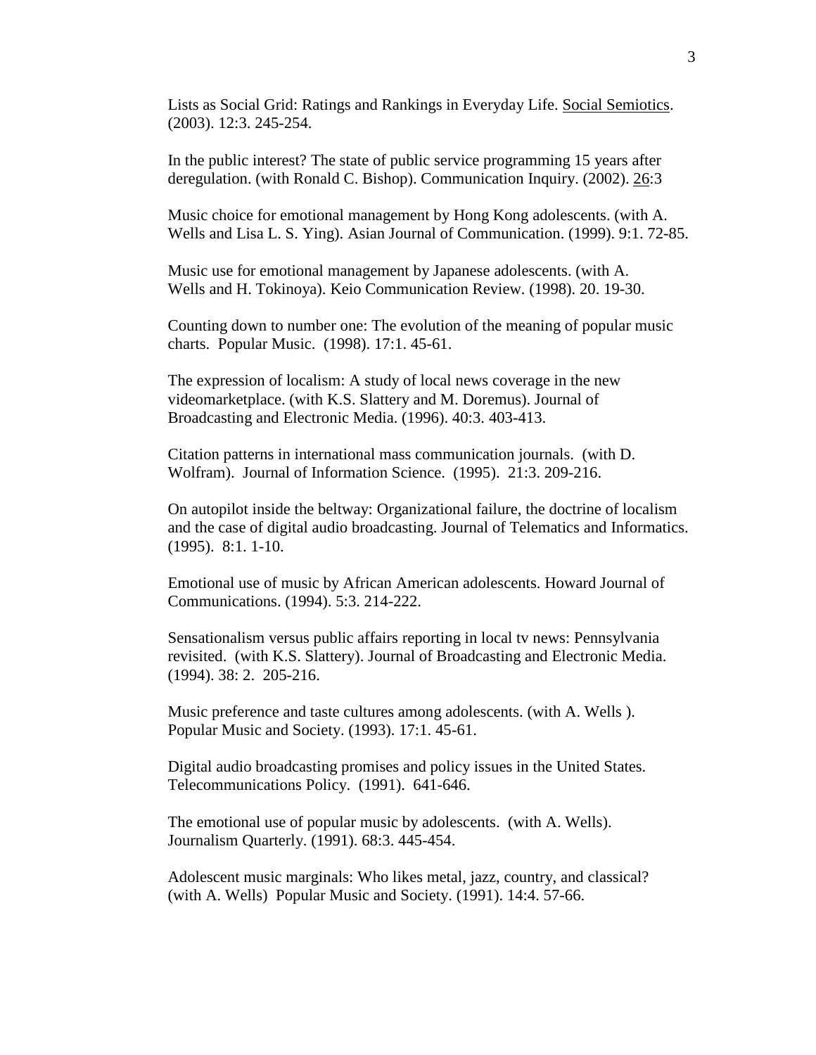Lists as Social Grid: Ratings and Rankings in Everyday Life. <u>Social Semiotics</u>. (2003). 12:3. 245-254.

In the public interest? The state of public service programming 15 years after deregulation. (with Ronald C. Bishop). Communication Inquiry. (2002). <u>26</u>:3

Music choice for emotional management by Hong Kong adolescents. (with A. Wells and Lisa L. S. Ying). Asian Journal of Communication. (1999). 9:1. 72-85.

Music use for emotional management by Japanese adolescents. (with A. Wells and H. Tokinoya). Keio Communication Review. (1998). 20. 19-30.

Counting down to number one: The evolution of the meaning of popular music charts. Popular Music. (1998). 17:1. 45-61.

The expression of localism: A study of local news coverage in the new videomarketplace. (with K.S. Slattery and M. Doremus). Journal of Broadcasting and Electronic Media. (1996). 40:3. 403-413.

Citation patterns in international mass communication journals. (with D. Wolfram). Journal of Information Science. (1995). 21:3. 209-216.

On autopilot inside the beltway: Organizational failure, the doctrine of localism and the case of digital audio broadcasting. Journal of Telematics and Informatics. (1995). 8:1. 1-10.

Emotional use of music by African American adolescents. Howard Journal of Communications. (1994). 5:3. 214-222.

Sensationalism versus public affairs reporting in local tv news: Pennsylvania revisited. (with K.S. Slattery). Journal of Broadcasting and Electronic Media. (1994). 38: 2. 205-216.

Music preference and taste cultures among adolescents. (with A. Wells ). Popular Music and Society. (1993). 17:1. 45-61.

Digital audio broadcasting promises and policy issues in the United States. Telecommunications Policy. (1991). 641-646.

The emotional use of popular music by adolescents. (with A. Wells). Journalism Quarterly. (1991). 68:3. 445-454.

Adolescent music marginals: Who likes metal, jazz, country, and classical? (with A. Wells) Popular Music and Society. (1991). 14:4. 57-66.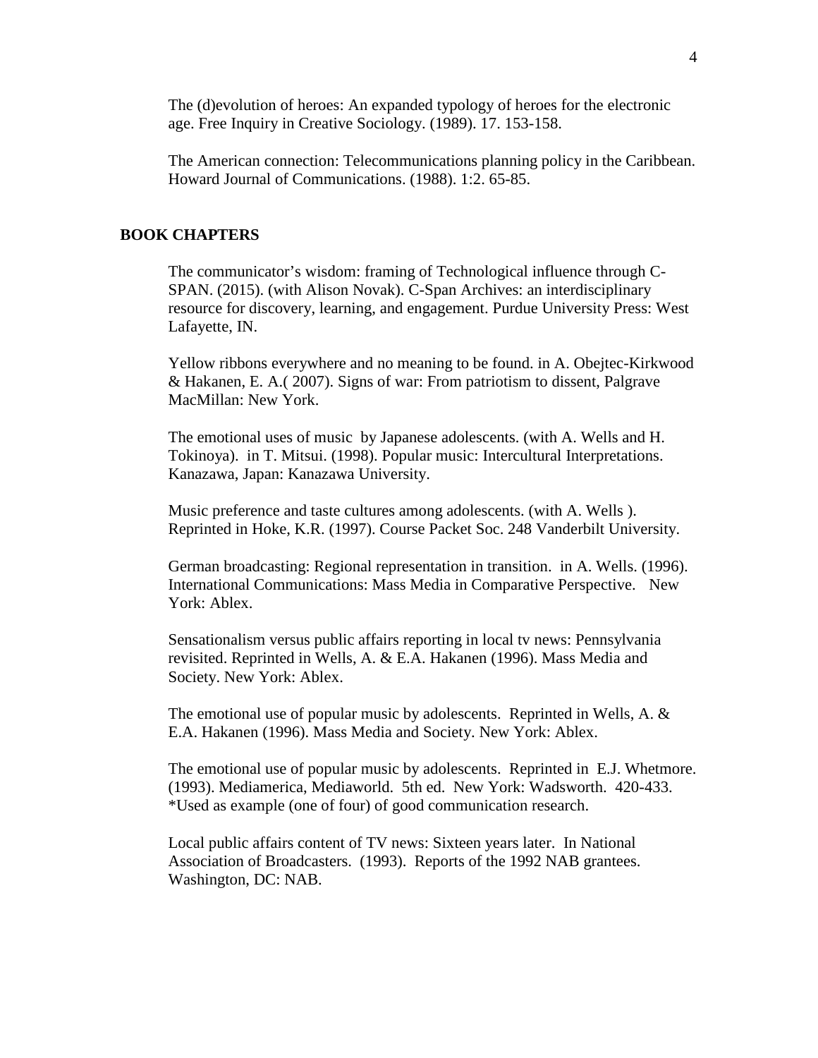The (d)evolution of heroes: An expanded typology of heroes for the electronic age. Free Inquiry in Creative Sociology. (1989). 17. 153-158.

The American connection: Telecommunications planning policy in the Caribbean. Howard Journal of Communications. (1988). 1:2. 65-85.

## BOOK CHAPTERS

The communicator's wisdom: framing of Technological influence through C-SPAN. (2015). (with Alison Novak). C-Span Archives: an interdisciplinary resource for discovery, learning, and engagement. Purdue University Press: West Lafayette, IN.

Yellow ribbons everywhere and no meaning to be found. in A. Obejtec-Kirkwood & Hakanen, E. A.( 2007). Signs of war: From patriotism to dissent, Palgrave MacMillan: New York.

The emotional uses of music by Japanese adolescents. (with A. Wells and H. Tokinoya). in T. Mitsui. (1998). Popular music: Intercultural Interpretations. Kanazawa, Japan: Kanazawa University.

Music preference and taste cultures among adolescents. (with A. Wells ). Reprinted in Hoke, K.R. (1997). Course Packet Soc. 248 Vanderbilt University.

German broadcasting: Regional representation in transition. in A. Wells. (1996). International Communications: Mass Media in Comparative Perspective. New York: Ablex.

Sensationalism versus public affairs reporting in local tv news: Pennsylvania revisited. Reprinted in Wells, A. & E.A. Hakanen (1996). Mass Media and Society. New York: Ablex.

The emotional use of popular music by adolescents. Reprinted in Wells, A. & E.A. Hakanen (1996). Mass Media and Society. New York: Ablex.

The emotional use of popular music by adolescents. Reprinted in E.J. Whetmore. (1993). Mediamerica, Mediaworld. 5th ed. New York: Wadsworth. 420-433. *Used as example (one of four) of good communication research.

Local public affairs content of TV news: Sixteen years later. In National Association of Broadcasters. (1993). Reports of the 1992 NAB grantees. Washington, DC: NAB.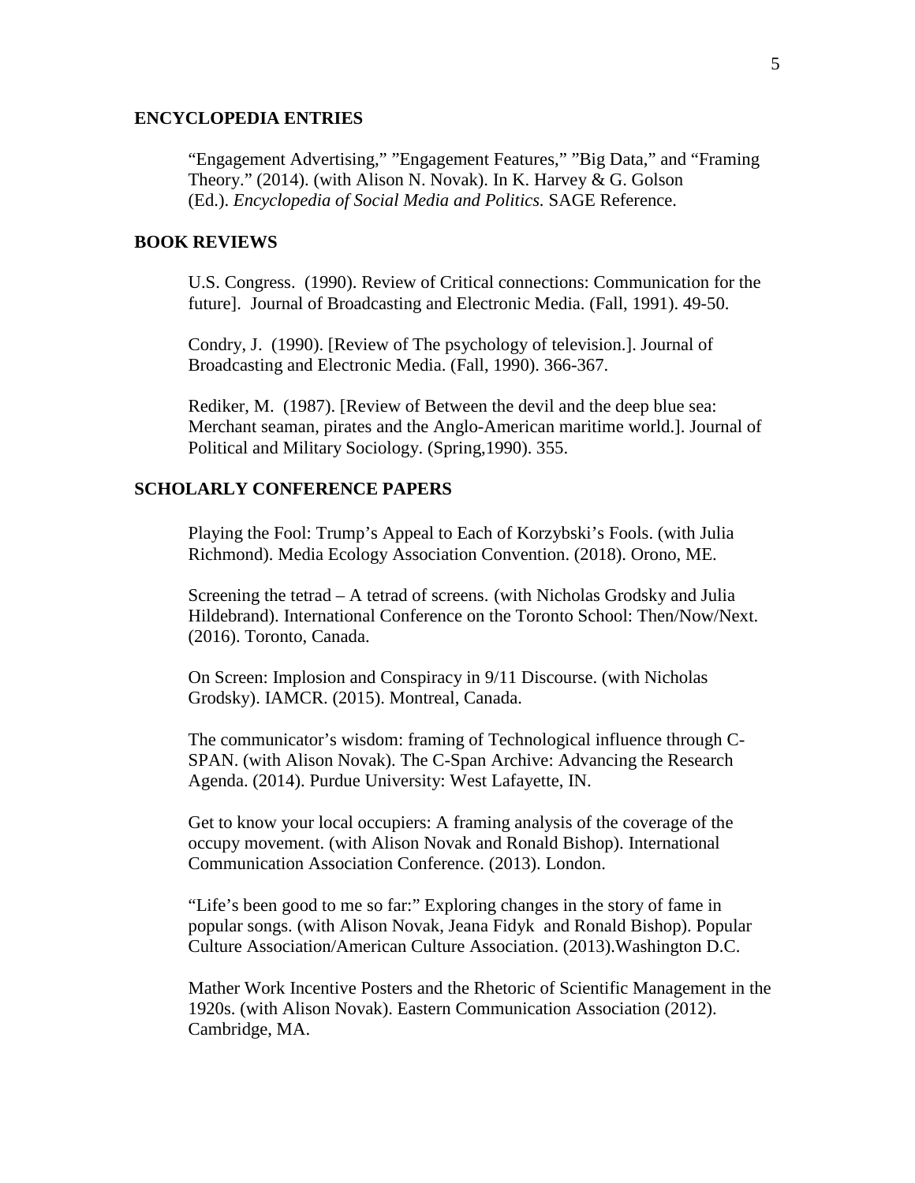## ENCYCLOPEDIA ENTRIES

"Engagement Advertising," "Engagement Features," "Big Data," and "Framing Theory." (2014). (with Alison N. Novak). In K. Harvey & G. Golson (Ed.). *Encyclopedia of Social Media and Politics.* SAGE Reference.

## BOOK REVIEWS

U.S. Congress. (1990). Review of Critical connections: Communication for the future]. Journal of Broadcasting and Electronic Media. (Fall, 1991). 49-50.

Condry, J. (1990). [Review of The psychology of television.]. Journal of Broadcasting and Electronic Media. (Fall, 1990). 366-367.

Rediker, M. (1987). [Review of Between the devil and the deep blue sea: Merchant seaman, pirates and the Anglo-American maritime world.]. Journal of Political and Military Sociology. (Spring,1990). 355.

## SCHOLARLY CONFERENCE PAPERS

Playing the Fool: Trump's Appeal to Each of Korzybski's Fools. (with Julia Richmond). Media Ecology Association Convention. (2018). Orono, ME.

Screening the tetrad – A tetrad of screens. (with Nicholas Grodsky and Julia Hildebrand). International Conference on the Toronto School: Then/Now/Next. (2016). Toronto, Canada.

On Screen: Implosion and Conspiracy in 9/11 Discourse. (with Nicholas Grodsky). IAMCR. (2015). Montreal, Canada.

The communicator's wisdom: framing of Technological influence through C-SPAN. (with Alison Novak). The C-Span Archive: Advancing the Research Agenda. (2014). Purdue University: West Lafayette, IN.

Get to know your local occupiers: A framing analysis of the coverage of the occupy movement. (with Alison Novak and Ronald Bishop). International Communication Association Conference. (2013). London.

"Life's been good to me so far:" Exploring changes in the story of fame in popular songs. (with Alison Novak, Jeana Fidyk and Ronald Bishop). Popular Culture Association/American Culture Association. (2013).Washington D.C.

Mather Work Incentive Posters and the Rhetoric of Scientific Management in the 1920s. (with Alison Novak). Eastern Communication Association (2012). Cambridge, MA.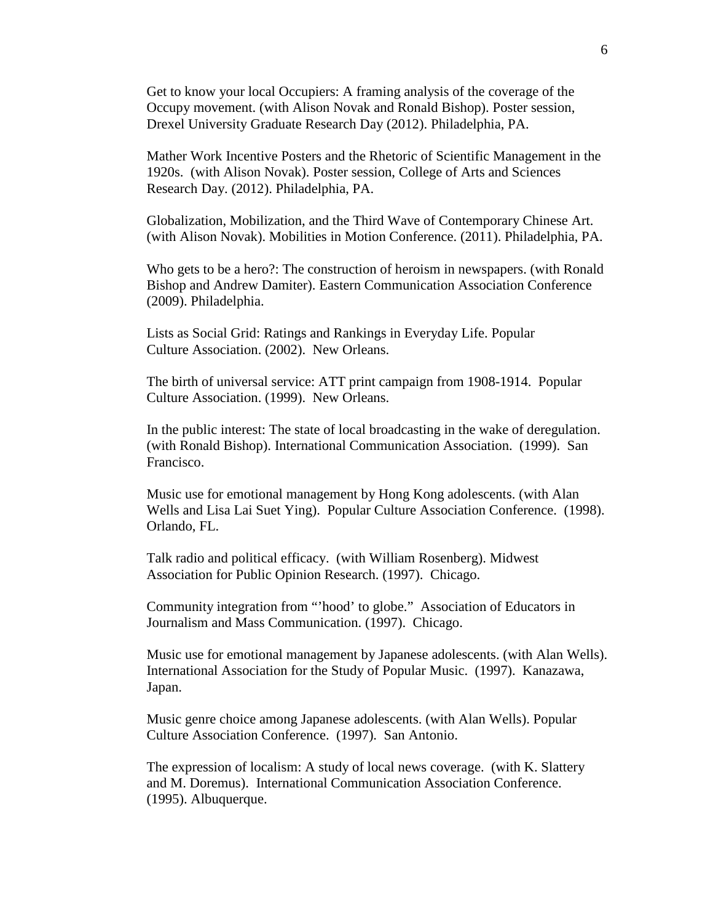Get to know your local Occupiers: A framing analysis of the coverage of the Occupy movement. (with Alison Novak and Ronald Bishop). Poster session, Drexel University Graduate Research Day (2012). Philadelphia, PA.

Mather Work Incentive Posters and the Rhetoric of Scientific Management in the 1920s. (with Alison Novak). Poster session, College of Arts and Sciences Research Day. (2012). Philadelphia, PA.

Globalization, Mobilization, and the Third Wave of Contemporary Chinese Art. (with Alison Novak). Mobilities in Motion Conference. (2011). Philadelphia, PA.

Who gets to be a hero?: The construction of heroism in newspapers. (with Ronald Bishop and Andrew Damiter). Eastern Communication Association Conference (2009). Philadelphia.

Lists as Social Grid: Ratings and Rankings in Everyday Life. Popular Culture Association. (2002). New Orleans.

The birth of universal service: ATT print campaign from 1908-1914. Popular Culture Association. (1999). New Orleans.

In the public interest: The state of local broadcasting in the wake of deregulation. (with Ronald Bishop). International Communication Association. (1999). San Francisco.

Music use for emotional management by Hong Kong adolescents. (with Alan Wells and Lisa Lai Suet Ying). Popular Culture Association Conference. (1998). Orlando, FL.

Talk radio and political efficacy. (with William Rosenberg). Midwest Association for Public Opinion Research. (1997). Chicago.

Community integration from "'hood' to globe." Association of Educators in Journalism and Mass Communication. (1997). Chicago.

Music use for emotional management by Japanese adolescents. (with Alan Wells). International Association for the Study of Popular Music. (1997). Kanazawa, Japan.

Music genre choice among Japanese adolescents. (with Alan Wells). Popular Culture Association Conference. (1997). San Antonio.

The expression of localism: A study of local news coverage. (with K. Slattery and M. Doremus). International Communication Association Conference. (1995). Albuquerque.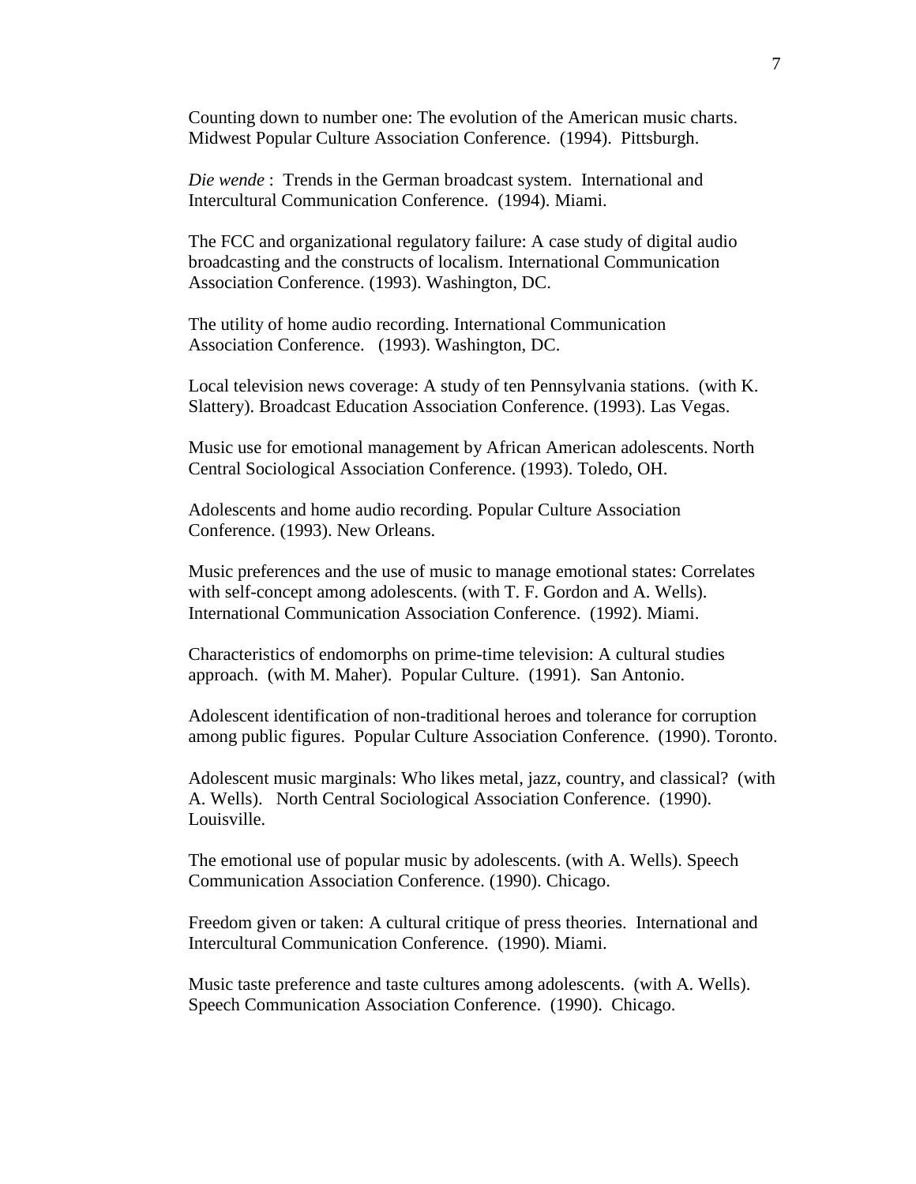Counting down to number one: The evolution of the American music charts. Midwest Popular Culture Association Conference. (1994). Pittsburgh.

*Die wende* : Trends in the German broadcast system. International and Intercultural Communication Conference. (1994). Miami.

The FCC and organizational regulatory failure: A case study of digital audio broadcasting and the constructs of localism. International Communication Association Conference. (1993). Washington, DC.

The utility of home audio recording. International Communication Association Conference. (1993). Washington, DC.

Local television news coverage: A study of ten Pennsylvania stations. (with K. Slattery). Broadcast Education Association Conference. (1993). Las Vegas.

Music use for emotional management by African American adolescents. North Central Sociological Association Conference. (1993). Toledo, OH.

Adolescents and home audio recording. Popular Culture Association Conference. (1993). New Orleans.

Music preferences and the use of music to manage emotional states: Correlates with self-concept among adolescents. (with T. F. Gordon and A. Wells). International Communication Association Conference. (1992). Miami.

Characteristics of endomorphs on prime-time television: A cultural studies approach. (with M. Maher). Popular Culture. (1991). San Antonio.

Adolescent identification of non-traditional heroes and tolerance for corruption among public figures. Popular Culture Association Conference. (1990). Toronto.

Adolescent music marginals: Who likes metal, jazz, country, and classical? (with A. Wells). North Central Sociological Association Conference. (1990). Louisville.

The emotional use of popular music by adolescents. (with A. Wells). Speech Communication Association Conference. (1990). Chicago.

Freedom given or taken: A cultural critique of press theories. International and Intercultural Communication Conference. (1990). Miami.

Music taste preference and taste cultures among adolescents. (with A. Wells). Speech Communication Association Conference. (1990). Chicago.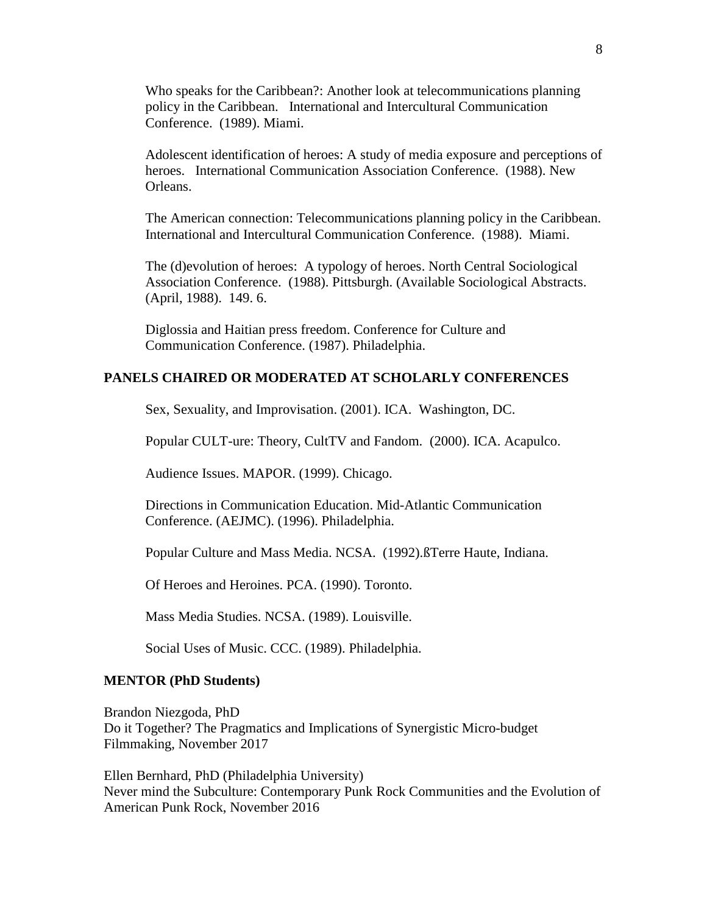Who speaks for the Caribbean?: Another look at telecommunications planning policy in the Caribbean. International and Intercultural Communication Conference. (1989). Miami.

Adolescent identification of heroes: A study of media exposure and perceptions of heroes. International Communication Association Conference. (1988). New Orleans.

The American connection: Telecommunications planning policy in the Caribbean. International and Intercultural Communication Conference. (1988). Miami.

The (d)evolution of heroes: A typology of heroes. North Central Sociological Association Conference. (1988). Pittsburgh. (Available Sociological Abstracts. (April, 1988). 149. 6.

Diglossia and Haitian press freedom. Conference for Culture and Communication Conference. (1987). Philadelphia.

## PANELS CHAIRED OR MODERATED AT SCHOLARLY CONFERENCES

Sex, Sexuality, and Improvisation. (2001). ICA. Washington, DC.

Popular CULT-ure: Theory, CultTV and Fandom. (2000). ICA. Acapulco.

Audience Issues. MAPOR. (1999). Chicago.

Directions in Communication Education. Mid-Atlantic Communication Conference. (AEJMC). (1996). Philadelphia.

Popular Culture and Mass Media. NCSA. (1992).ßTerre Haute, Indiana.

Of Heroes and Heroines. PCA. (1990). Toronto.

Mass Media Studies. NCSA. (1989). Louisville.

Social Uses of Music. CCC. (1989). Philadelphia.

## MENTOR (PhD Students)

Brandon Niezgoda, PhD
Do it Together? The Pragmatics and Implications of Synergistic Micro-budget Filmmaking, November 2017

Ellen Bernhard, PhD (Philadelphia University)
Never mind the Subculture: Contemporary Punk Rock Communities and the Evolution of American Punk Rock, November 2016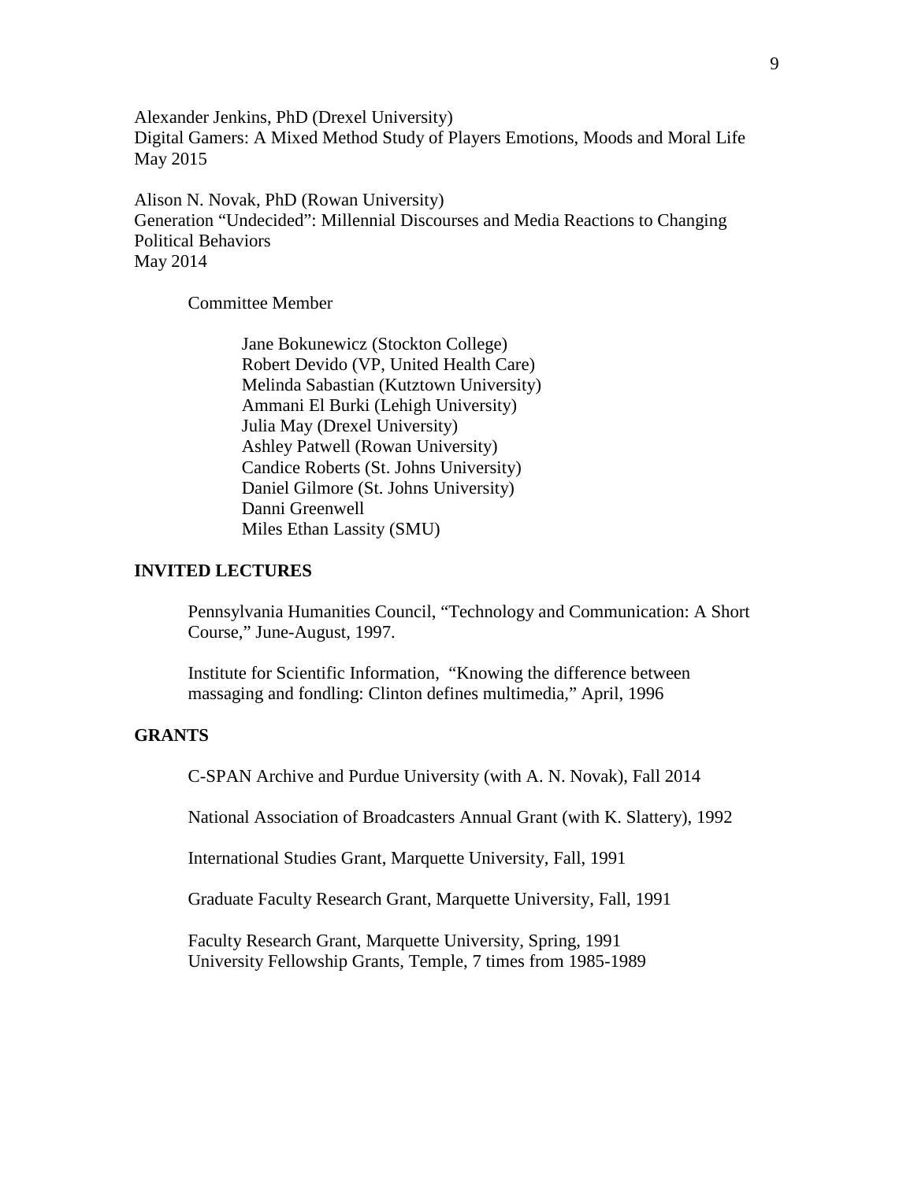Alexander Jenkins, PhD (Drexel University)
Digital Gamers: A Mixed Method Study of Players Emotions, Moods and Moral Life
May 2015

Alison N. Novak, PhD (Rowan University)
Generation "Undecided": Millennial Discourses and Media Reactions to Changing Political Behaviors
May 2014

Committee Member

Jane Bokunewicz (Stockton College)
Robert Devido (VP, United Health Care)
Melinda Sabastian (Kutztown University)
Ammani El Burki (Lehigh University)
Julia May (Drexel University)
Ashley Patwell (Rowan University)
Candice Roberts (St. Johns University)
Daniel Gilmore (St. Johns University)
Danni Greenwell
Miles Ethan Lassity (SMU)

## INVITED LECTURES

Pennsylvania Humanities Council, "Technology and Communication: A Short Course," June-August, 1997.

Institute for Scientific Information, "Knowing the difference between massaging and fondling: Clinton defines multimedia," April, 1996

## GRANTS

C-SPAN Archive and Purdue University (with A. N. Novak), Fall 2014

National Association of Broadcasters Annual Grant (with K. Slattery), 1992

International Studies Grant, Marquette University, Fall, 1991

Graduate Faculty Research Grant, Marquette University, Fall, 1991

Faculty Research Grant, Marquette University, Spring, 1991
University Fellowship Grants, Temple, 7 times from 1985-1989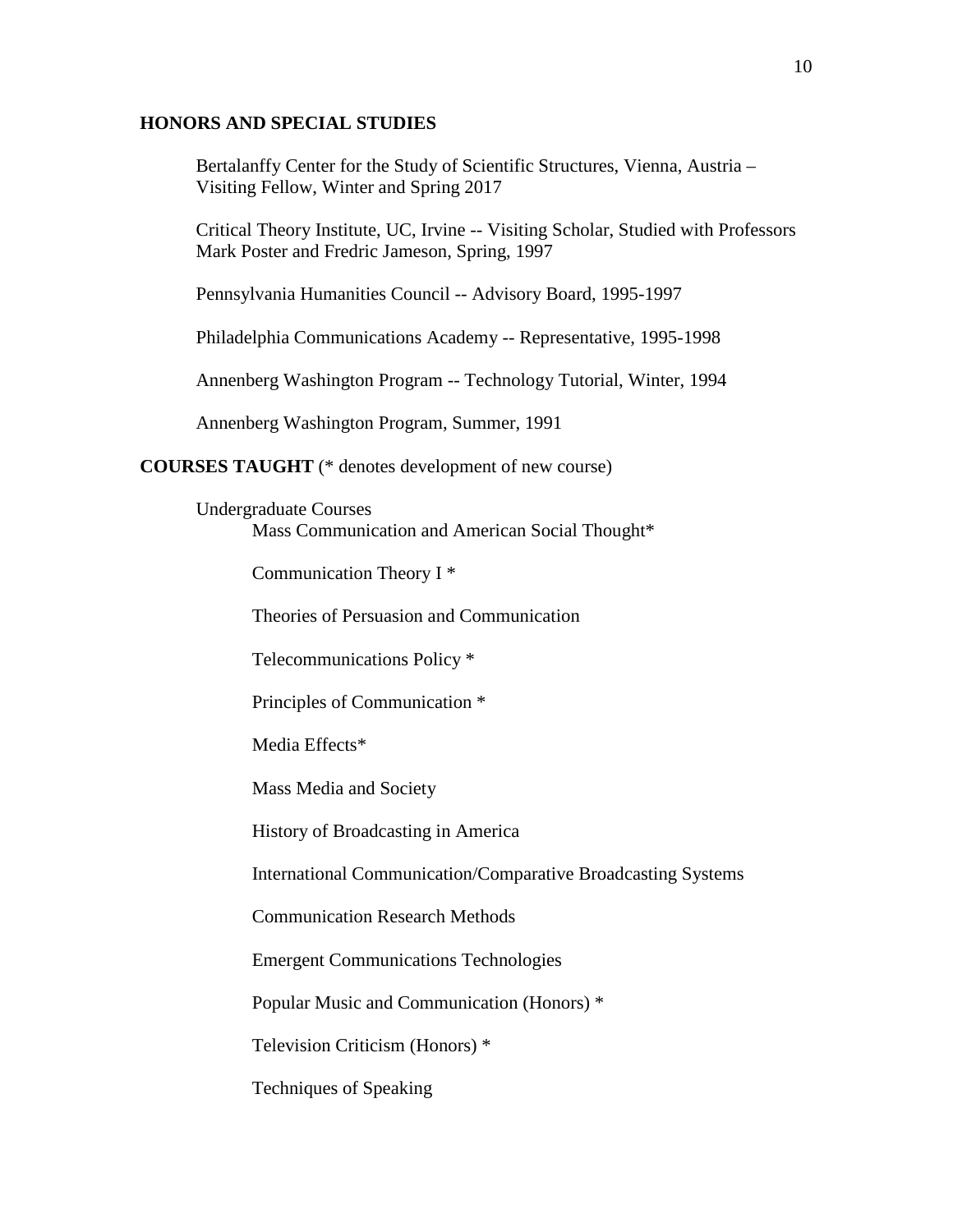## HONORS AND SPECIAL STUDIES

Bertalanffy Center for the Study of Scientific Structures, Vienna, Austria – Visiting Fellow, Winter and Spring 2017

Critical Theory Institute, UC, Irvine -- Visiting Scholar, Studied with Professors Mark Poster and Fredric Jameson, Spring, 1997

Pennsylvania Humanities Council -- Advisory Board, 1995-1997

Philadelphia Communications Academy -- Representative, 1995-1998

Annenberg Washington Program -- Technology Tutorial, Winter, 1994

Annenberg Washington Program, Summer, 1991

## COURSES TAUGHT (* denotes development of new course)

Undergraduate Courses

- Mass Communication and American Social Thought*
- Communication Theory I *
- Theories of Persuasion and Communication
- Telecommunications Policy *
- Principles of Communication *
- Media Effects*
- Mass Media and Society
- History of Broadcasting in America
- International Communication/Comparative Broadcasting Systems
- Communication Research Methods
- Emergent Communications Technologies
- Popular Music and Communication (Honors) *
- Television Criticism (Honors) *
- Techniques of Speaking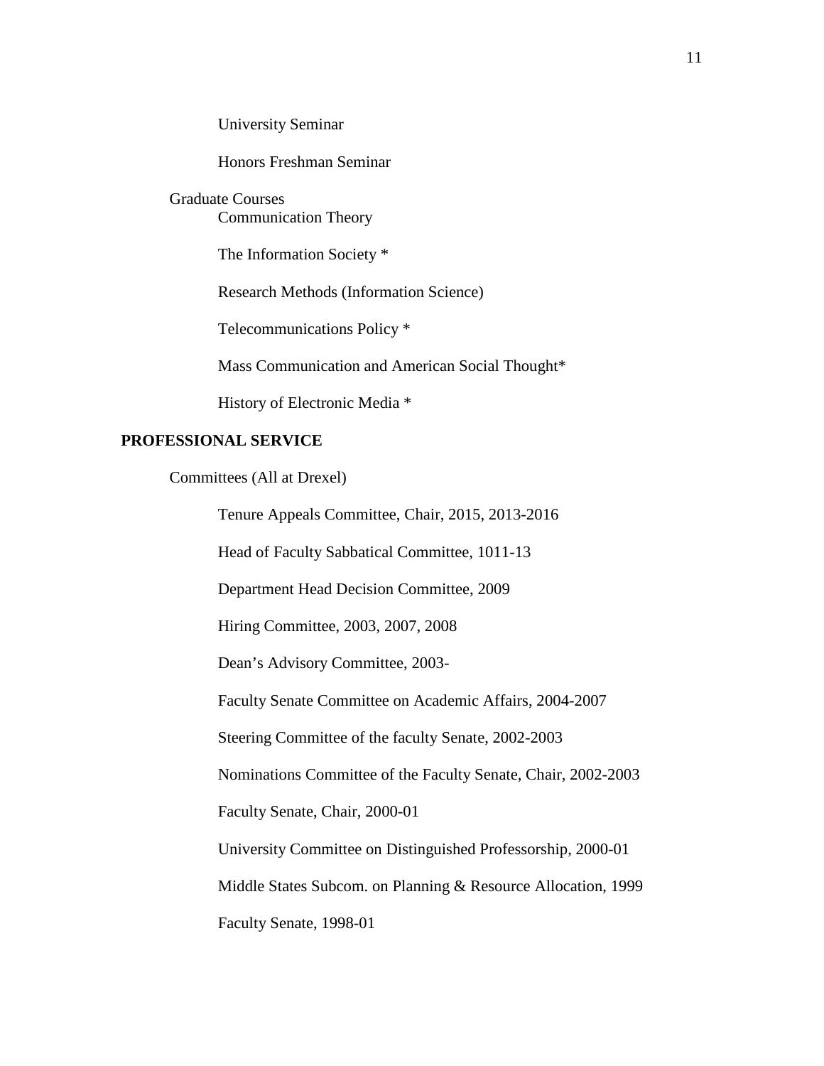University Seminar

Honors Freshman Seminar

Graduate Courses

Communication Theory

The Information Society *

Research Methods (Information Science)

Telecommunications Policy *

Mass Communication and American Social Thought*

History of Electronic Media *

**PROFESSIONAL SERVICE**

Committees (All at Drexel)

Tenure Appeals Committee, Chair, 2015, 2013-2016

Head of Faculty Sabbatical Committee, 1011-13

Department Head Decision Committee, 2009

Hiring Committee, 2003, 2007, 2008

Dean's Advisory Committee, 2003-

Faculty Senate Committee on Academic Affairs, 2004-2007

Steering Committee of the faculty Senate, 2002-2003

Nominations Committee of the Faculty Senate, Chair, 2002-2003

Faculty Senate, Chair, 2000-01

University Committee on Distinguished Professorship, 2000-01

Middle States Subcom. on Planning & Resource Allocation, 1999

Faculty Senate, 1998-01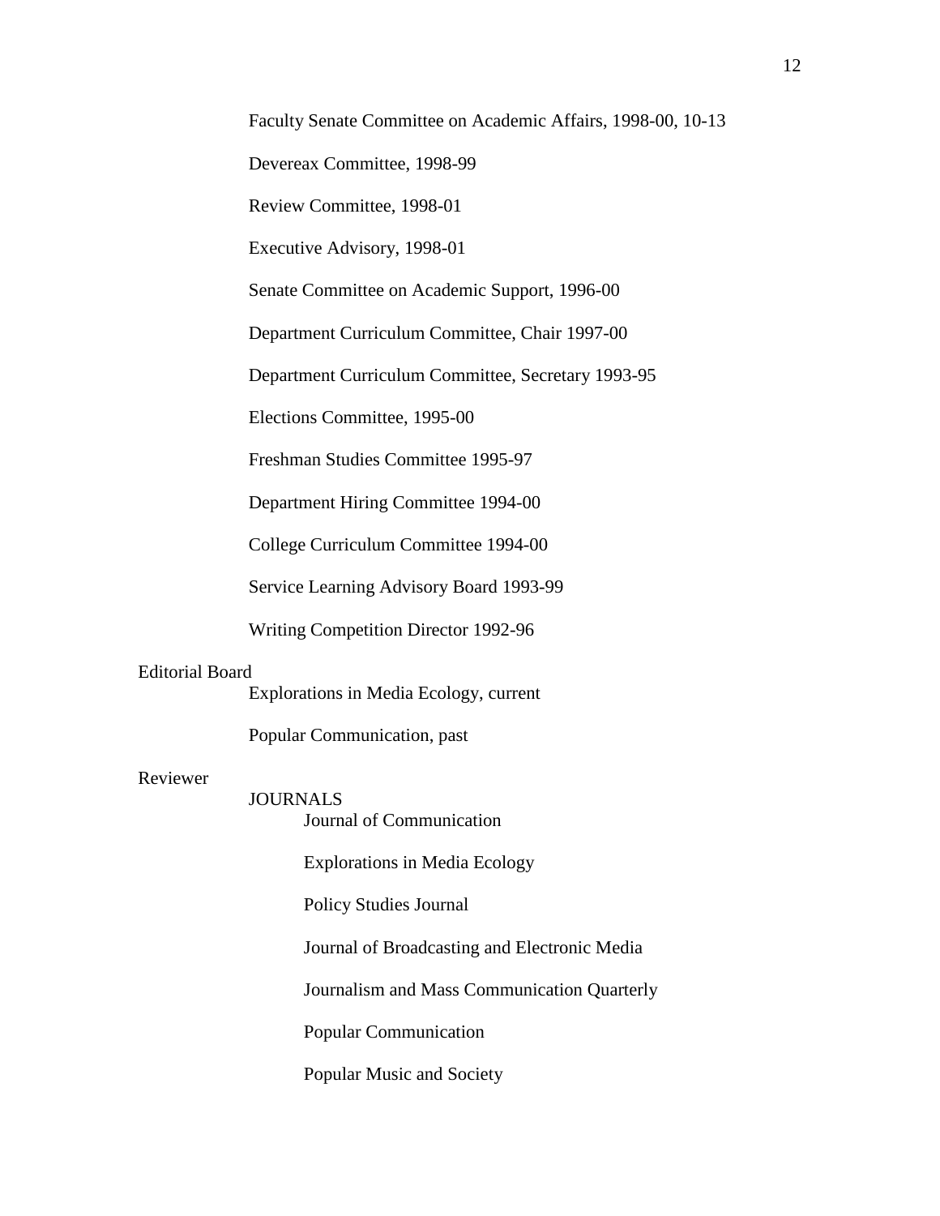Faculty Senate Committee on Academic Affairs, 1998-00, 10-13

Devereax Committee, 1998-99

Review Committee, 1998-01

Executive Advisory, 1998-01

Senate Committee on Academic Support, 1996-00

Department Curriculum Committee, Chair 1997-00

Department Curriculum Committee, Secretary 1993-95

Elections Committee, 1995-00

Freshman Studies Committee 1995-97

Department Hiring Committee 1994-00

College Curriculum Committee 1994-00

Service Learning Advisory Board 1993-99

Writing Competition Director 1992-96

Editorial Board

Explorations in Media Ecology, current

Popular Communication, past

Reviewer

JOURNALS

Journal of Communication

Explorations in Media Ecology

Policy Studies Journal

Journal of Broadcasting and Electronic Media

Journalism and Mass Communication Quarterly

Popular Communication

Popular Music and Society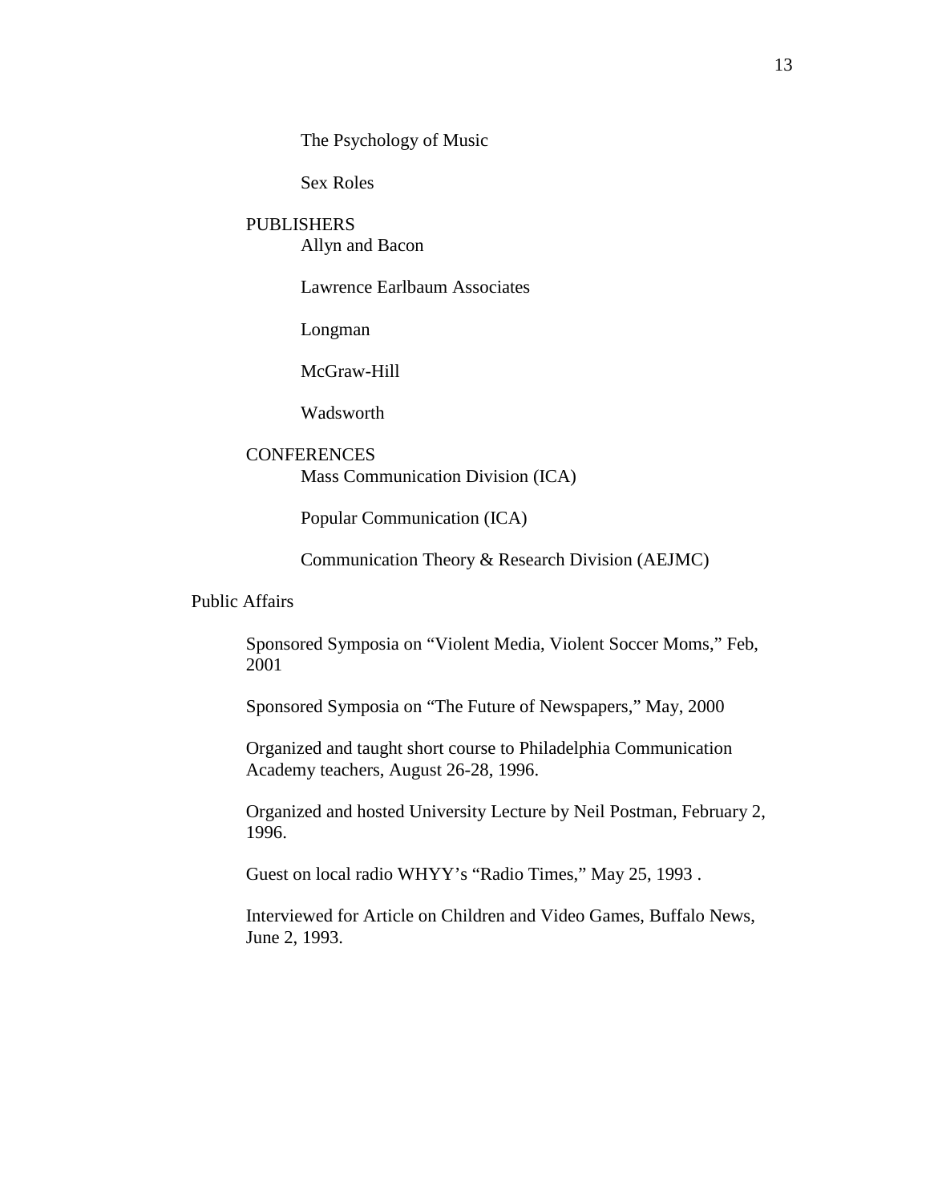The Psychology of Music

Sex Roles

PUBLISHERS

Allyn and Bacon

Lawrence Earlbaum Associates

Longman

McGraw-Hill

Wadsworth

CONFERENCES

Mass Communication Division (ICA)

Popular Communication (ICA)

Communication Theory & Research Division (AEJMC)

Public Affairs

Sponsored Symposia on "Violent Media, Violent Soccer Moms," Feb, 2001

Sponsored Symposia on "The Future of Newspapers," May, 2000

Organized and taught short course to Philadelphia Communication Academy teachers, August 26-28, 1996.

Organized and hosted University Lecture by Neil Postman, February 2, 1996.

Guest on local radio WHYY's "Radio Times," May 25, 1993 .

Interviewed for Article on Children and Video Games, Buffalo News, June 2, 1993.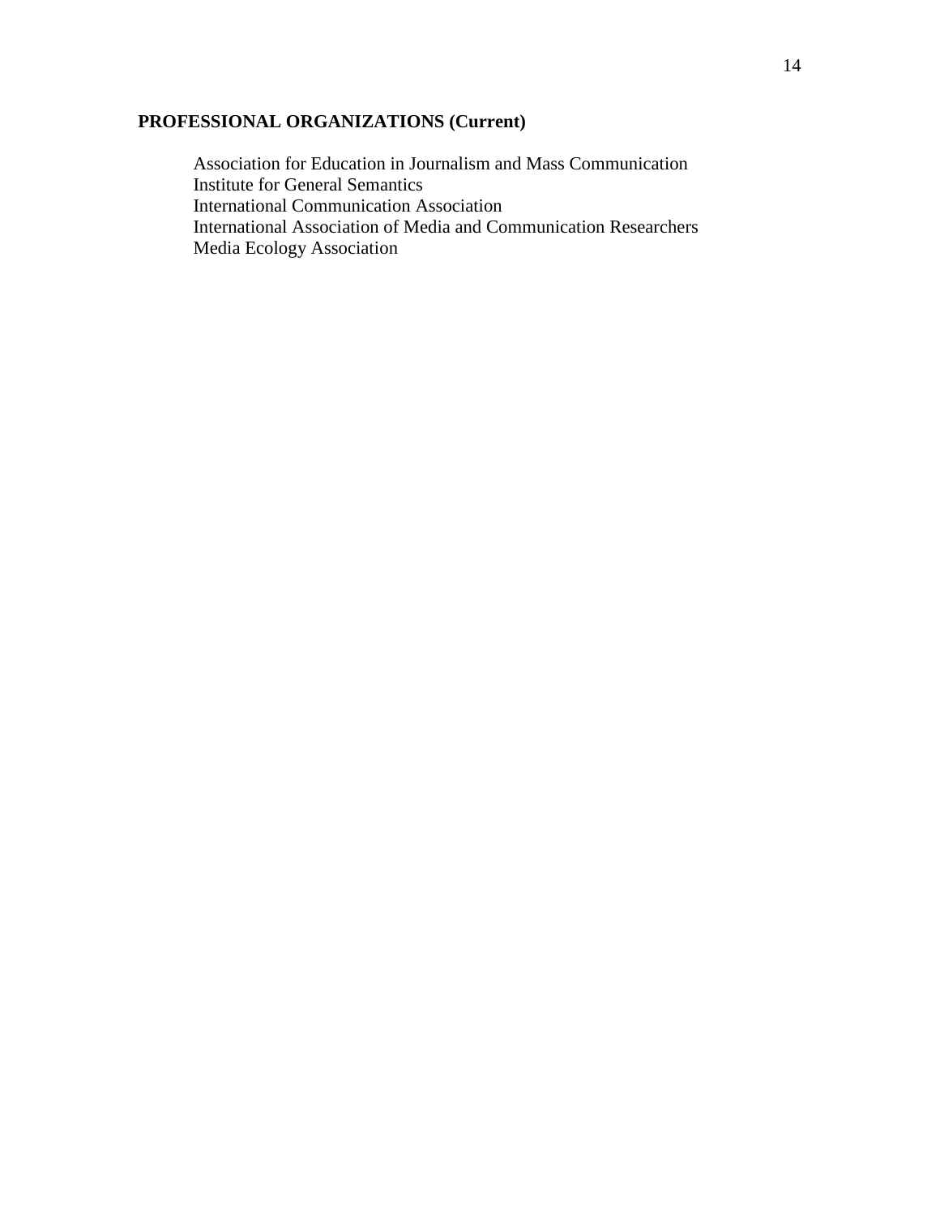**PROFESSIONAL ORGANIZATIONS (Current)**

Association for Education in Journalism and Mass Communication
Institute for General Semantics
International Communication Association
International Association of Media and Communication Researchers
Media Ecology Association